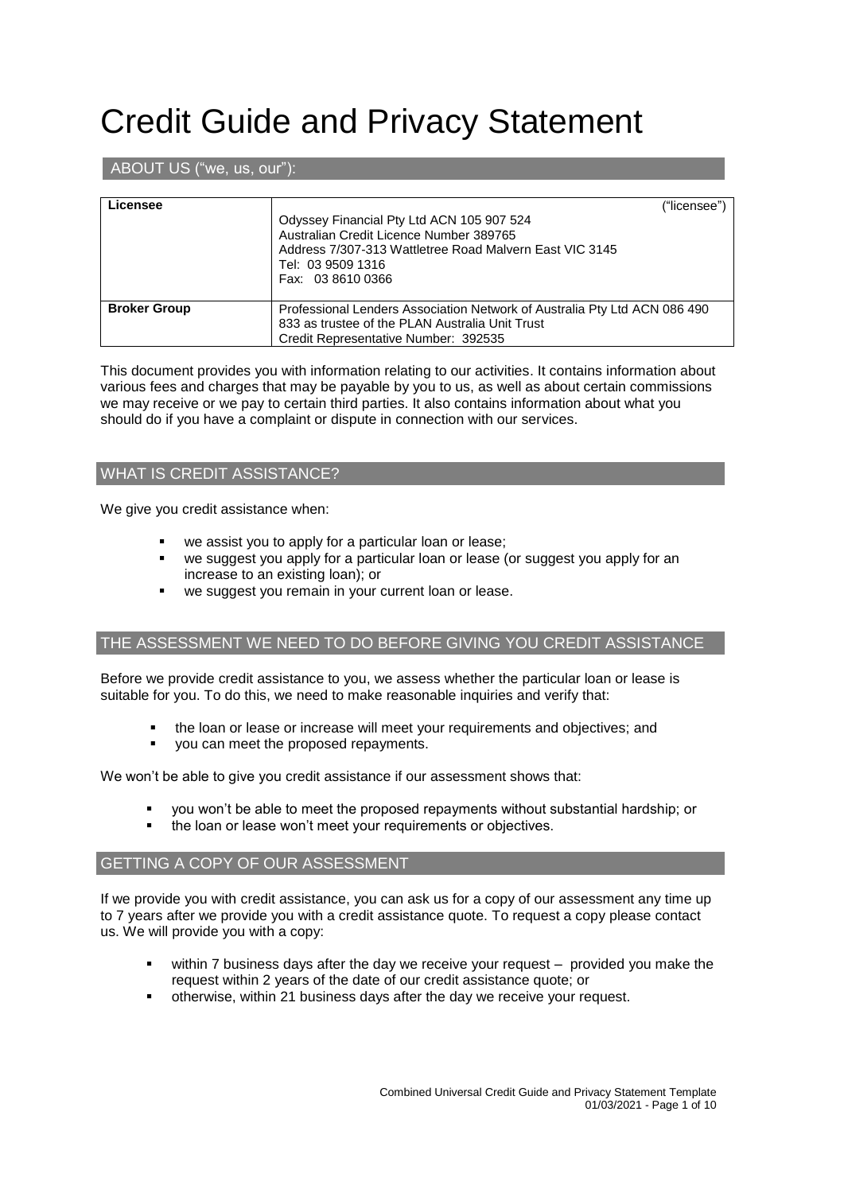# Credit Guide and Privacy Statement

## ABOUT US ("we, us, our"):

| | |
|---|---|
| **Licensee** | ("licensee")<br>Odyssey Financial Pty Ltd ACN 105 907 524<br>Australian Credit Licence Number 389765<br>Address 7/307-313 Wattletree Road Malvern East VIC 3145<br>Tel: 03 9509 1316<br>Fax: 03 8610 0366 |
| **Broker Group** | Professional Lenders Association Network of Australia Pty Ltd ACN 086 490 833 as trustee of the PLAN Australia Unit Trust<br>Credit Representative Number: 392535 |

This document provides you with information relating to our activities. It contains information about various fees and charges that may be payable by you to us, as well as about certain commissions we may receive or we pay to certain third parties. It also contains information about what you should do if you have a complaint or dispute in connection with our services.

## WHAT IS CREDIT ASSISTANCE?

We give you credit assistance when:

- we assist you to apply for a particular loan or lease;
- we suggest you apply for a particular loan or lease (or suggest you apply for an increase to an existing loan); or
- we suggest you remain in your current loan or lease.

## THE ASSESSMENT WE NEED TO DO BEFORE GIVING YOU CREDIT ASSISTANCE

Before we provide credit assistance to you, we assess whether the particular loan or lease is suitable for you. To do this, we need to make reasonable inquiries and verify that:

- the loan or lease or increase will meet your requirements and objectives; and
- you can meet the proposed repayments.

We won't be able to give you credit assistance if our assessment shows that:

- you won't be able to meet the proposed repayments without substantial hardship; or
- the loan or lease won't meet your requirements or objectives.

## GETTING A COPY OF OUR ASSESSMENT

If we provide you with credit assistance, you can ask us for a copy of our assessment any time up to 7 years after we provide you with a credit assistance quote. To request a copy please contact us. We will provide you with a copy:

- within 7 business days after the day we receive your request – provided you make the request within 2 years of the date of our credit assistance quote; or
- otherwise, within 21 business days after the day we receive your request.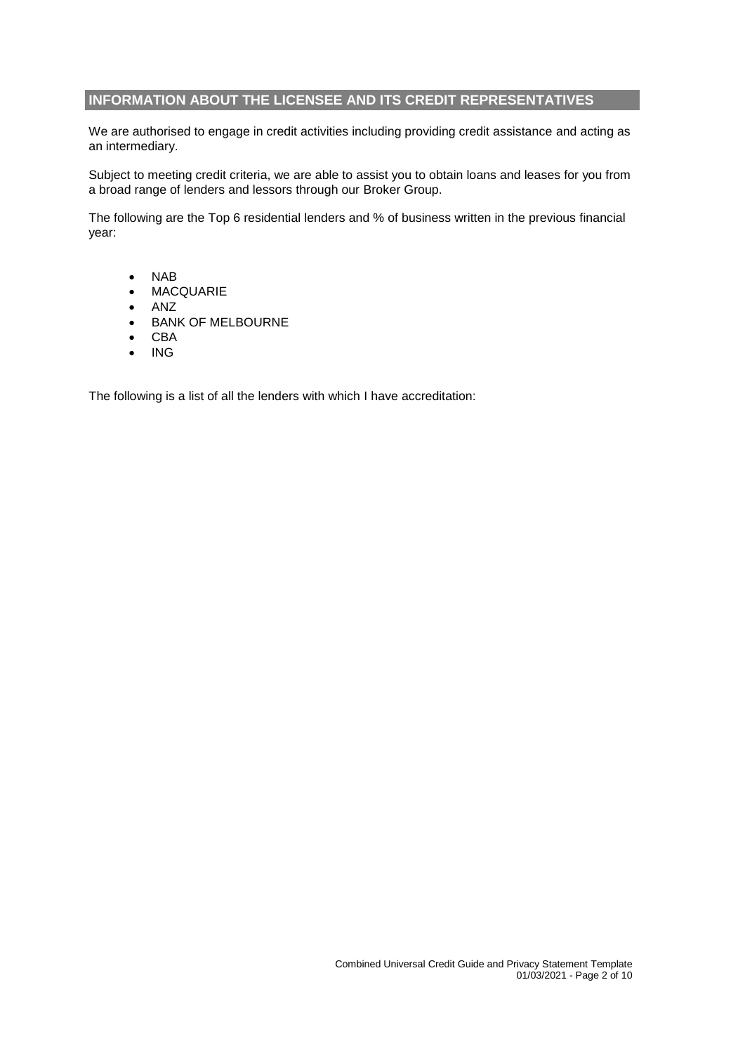## INFORMATION ABOUT THE LICENSEE AND ITS CREDIT REPRESENTATIVES

We are authorised to engage in credit activities including providing credit assistance and acting as an intermediary.

Subject to meeting credit criteria, we are able to assist you to obtain loans and leases for you from a broad range of lenders and lessors through our Broker Group.

The following are the Top 6 residential lenders and % of business written in the previous financial year:

- NAB
- MACQUARIE
- ANZ
- BANK OF MELBOURNE
- CBA
- ING

The following is a list of all the lenders with which I have accreditation: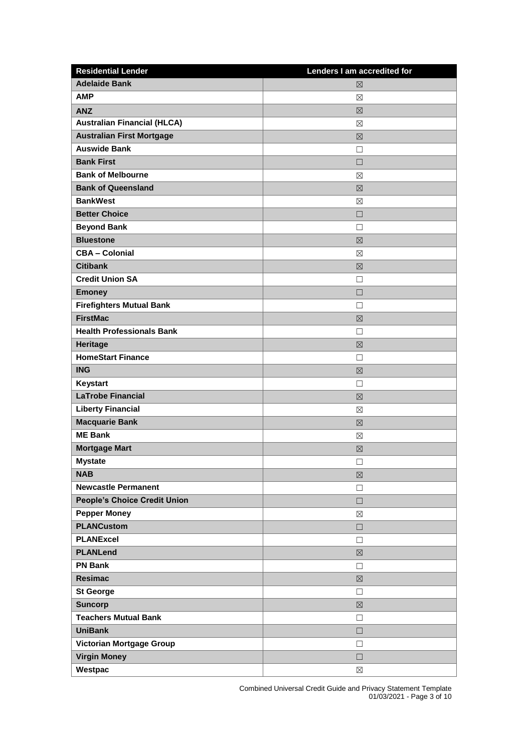| Residential Lender | Lenders I am accredited for |
|---|---|
| **Adelaide Bank** | ☒ |
| **AMP** | ☒ |
| **ANZ** | ☒ |
| **Australian Financial (HLCA)** | ☒ |
| **Australian First Mortgage** | ☒ |
| **Auswide Bank** | ☐ |
| **Bank First** | ☐ |
| **Bank of Melbourne** | ☒ |
| **Bank of Queensland** | ☒ |
| **BankWest** | ☒ |
| **Better Choice** | ☐ |
| **Beyond Bank** | ☐ |
| **Bluestone** | ☒ |
| **CBA – Colonial** | ☒ |
| **Citibank** | ☒ |
| **Credit Union SA** | ☐ |
| **Emoney** | ☐ |
| **Firefighters Mutual Bank** | ☐ |
| **FirstMac** | ☒ |
| **Health Professionals Bank** | ☐ |
| **Heritage** | ☒ |
| **HomeStart Finance** | ☐ |
| **ING** | ☒ |
| **Keystart** | ☐ |
| **LaTrobe Financial** | ☒ |
| **Liberty Financial** | ☒ |
| **Macquarie Bank** | ☒ |
| **ME Bank** | ☒ |
| **Mortgage Mart** | ☒ |
| **Mystate** | ☐ |
| **NAB** | ☒ |
| **Newcastle Permanent** | ☐ |
| **People's Choice Credit Union** | ☐ |
| **Pepper Money** | ☒ |
| **PLANCustom** | ☐ |
| **PLANExcel** | ☐ |
| **PLANLend** | ☒ |
| **PN Bank** | ☐ |
| **Resimac** | ☒ |
| **St George** | ☐ |
| **Suncorp** | ☒ |
| **Teachers Mutual Bank** | ☐ |
| **UniBank** | ☐ |
| **Victorian Mortgage Group** | ☐ |
| **Virgin Money** | ☐ |
| **Westpac** | ☒ |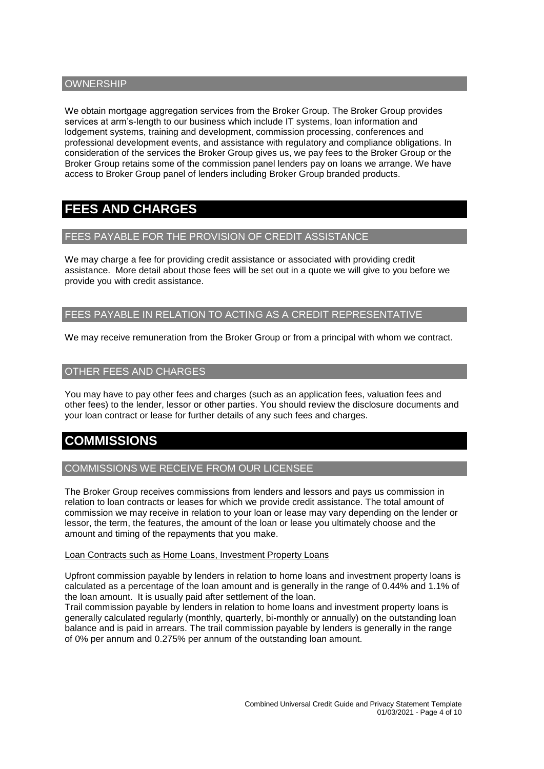### OWNERSHIP

We obtain mortgage aggregation services from the Broker Group. The Broker Group provides services at arm's-length to our business which include IT systems, loan information and lodgement systems, training and development, commission processing, conferences and professional development events, and assistance with regulatory and compliance obligations. In consideration of the services the Broker Group gives us, we pay fees to the Broker Group or the Broker Group retains some of the commission panel lenders pay on loans we arrange. We have access to Broker Group panel of lenders including Broker Group branded products.

## FEES AND CHARGES

### FEES PAYABLE FOR THE PROVISION OF CREDIT ASSISTANCE

We may charge a fee for providing credit assistance or associated with providing credit assistance. More detail about those fees will be set out in a quote we will give to you before we provide you with credit assistance.

### FEES PAYABLE IN RELATION TO ACTING AS A CREDIT REPRESENTATIVE

We may receive remuneration from the Broker Group or from a principal with whom we contract.

### OTHER FEES AND CHARGES

You may have to pay other fees and charges (such as an application fees, valuation fees and other fees) to the lender, lessor or other parties. You should review the disclosure documents and your loan contract or lease for further details of any such fees and charges.

## COMMISSIONS

### COMMISSIONS WE RECEIVE FROM OUR LICENSEE

The Broker Group receives commissions from lenders and lessors and pays us commission in relation to loan contracts or leases for which we provide credit assistance. The total amount of commission we may receive in relation to your loan or lease may vary depending on the lender or lessor, the term, the features, the amount of the loan or lease you ultimately choose and the amount and timing of the repayments that you make.

Loan Contracts such as Home Loans, Investment Property Loans

Upfront commission payable by lenders in relation to home loans and investment property loans is calculated as a percentage of the loan amount and is generally in the range of 0.44% and 1.1% of the loan amount. It is usually paid after settlement of the loan.

Trail commission payable by lenders in relation to home loans and investment property loans is generally calculated regularly (monthly, quarterly, bi-monthly or annually) on the outstanding loan balance and is paid in arrears. The trail commission payable by lenders is generally in the range of 0% per annum and 0.275% per annum of the outstanding loan amount.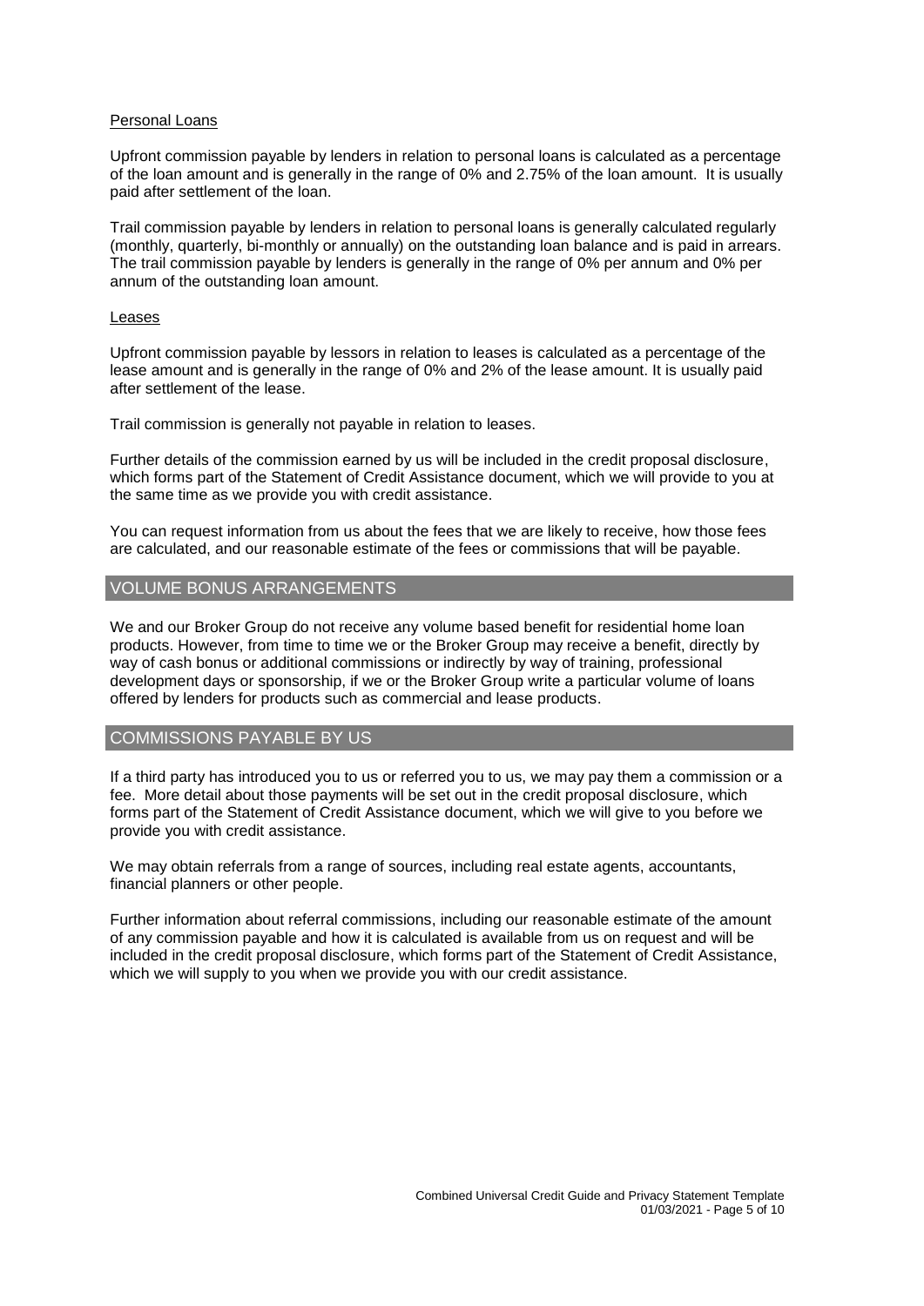Personal Loans

Upfront commission payable by lenders in relation to personal loans is calculated as a percentage of the loan amount and is generally in the range of 0% and 2.75% of the loan amount. It is usually paid after settlement of the loan.

Trail commission payable by lenders in relation to personal loans is generally calculated regularly (monthly, quarterly, bi-monthly or annually) on the outstanding loan balance and is paid in arrears. The trail commission payable by lenders is generally in the range of 0% per annum and 0% per annum of the outstanding loan amount.

Leases

Upfront commission payable by lessors in relation to leases is calculated as a percentage of the lease amount and is generally in the range of 0% and 2% of the lease amount. It is usually paid after settlement of the lease.

Trail commission is generally not payable in relation to leases.

Further details of the commission earned by us will be included in the credit proposal disclosure, which forms part of the Statement of Credit Assistance document, which we will provide to you at the same time as we provide you with credit assistance.

You can request information from us about the fees that we are likely to receive, how those fees are calculated, and our reasonable estimate of the fees or commissions that will be payable.

## VOLUME BONUS ARRANGEMENTS

We and our Broker Group do not receive any volume based benefit for residential home loan products. However, from time to time we or the Broker Group may receive a benefit, directly by way of cash bonus or additional commissions or indirectly by way of training, professional development days or sponsorship, if we or the Broker Group write a particular volume of loans offered by lenders for products such as commercial and lease products.

## COMMISSIONS PAYABLE BY US

If a third party has introduced you to us or referred you to us, we may pay them a commission or a fee. More detail about those payments will be set out in the credit proposal disclosure, which forms part of the Statement of Credit Assistance document, which we will give to you before we provide you with credit assistance.

We may obtain referrals from a range of sources, including real estate agents, accountants, financial planners or other people.

Further information about referral commissions, including our reasonable estimate of the amount of any commission payable and how it is calculated is available from us on request and will be included in the credit proposal disclosure, which forms part of the Statement of Credit Assistance, which we will supply to you when we provide you with our credit assistance.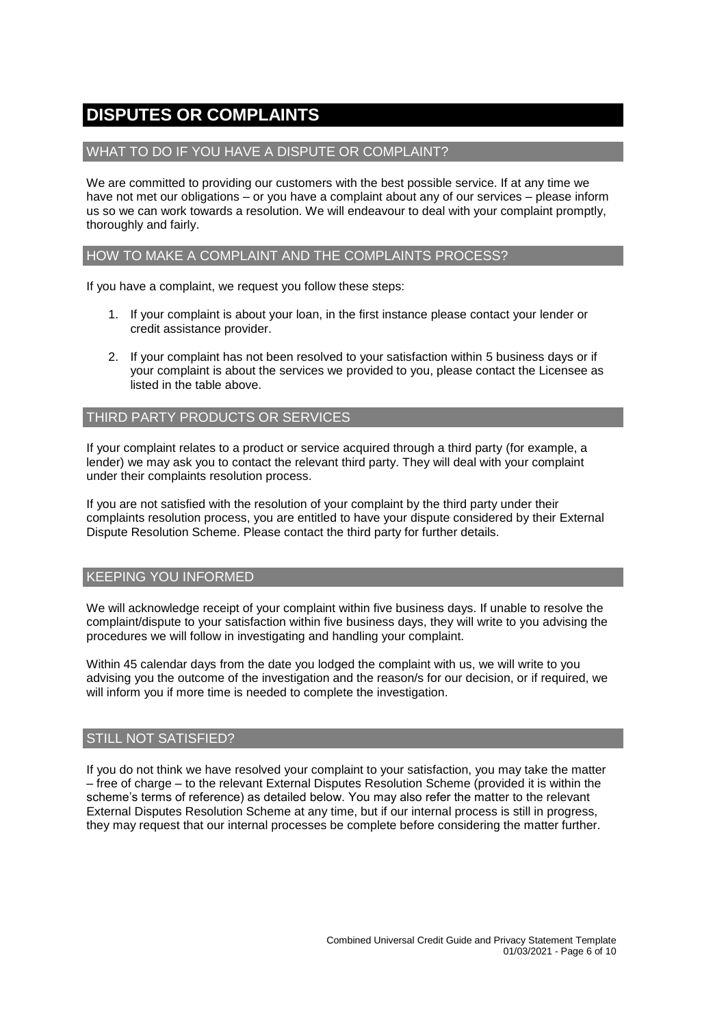# DISPUTES OR COMPLAINTS

## WHAT TO DO IF YOU HAVE A DISPUTE OR COMPLAINT?

We are committed to providing our customers with the best possible service. If at any time we have not met our obligations – or you have a complaint about any of our services – please inform us so we can work towards a resolution. We will endeavour to deal with your complaint promptly, thoroughly and fairly.

## HOW TO MAKE A COMPLAINT AND THE COMPLAINTS PROCESS?

If you have a complaint, we request you follow these steps:

1. If your complaint is about your loan, in the first instance please contact your lender or credit assistance provider.
2. If your complaint has not been resolved to your satisfaction within 5 business days or if your complaint is about the services we provided to you, please contact the Licensee as listed in the table above.

## THIRD PARTY PRODUCTS OR SERVICES

If your complaint relates to a product or service acquired through a third party (for example, a lender) we may ask you to contact the relevant third party. They will deal with your complaint under their complaints resolution process.

If you are not satisfied with the resolution of your complaint by the third party under their complaints resolution process, you are entitled to have your dispute considered by their External Dispute Resolution Scheme. Please contact the third party for further details.

## KEEPING YOU INFORMED

We will acknowledge receipt of your complaint within five business days. If unable to resolve the complaint/dispute to your satisfaction within five business days, they will write to you advising the procedures we will follow in investigating and handling your complaint.

Within 45 calendar days from the date you lodged the complaint with us, we will write to you advising you the outcome of the investigation and the reason/s for our decision, or if required, we will inform you if more time is needed to complete the investigation.

## STILL NOT SATISFIED?

If you do not think we have resolved your complaint to your satisfaction, you may take the matter – free of charge – to the relevant External Disputes Resolution Scheme (provided it is within the scheme's terms of reference) as detailed below. You may also refer the matter to the relevant External Disputes Resolution Scheme at any time, but if our internal process is still in progress, they may request that our internal processes be complete before considering the matter further.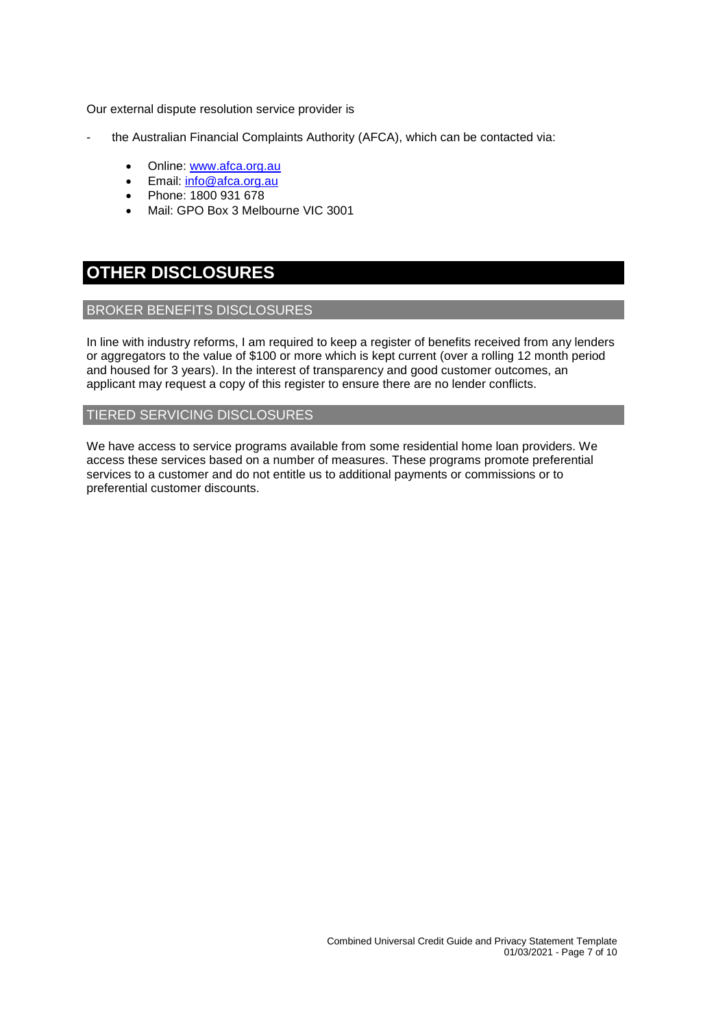Our external dispute resolution service provider is

- the Australian Financial Complaints Authority (AFCA), which can be contacted via:

  - Online: [www.afca.org.au](http://www.afca.org.au)
  - Email: [info@afca.org.au](mailto:info@afca.org.au)
  - Phone: 1800 931 678
  - Mail: GPO Box 3 Melbourne VIC 3001

# OTHER DISCLOSURES

## BROKER BENEFITS DISCLOSURES

In line with industry reforms, I am required to keep a register of benefits received from any lenders or aggregators to the value of $100 or more which is kept current (over a rolling 12 month period and housed for 3 years). In the interest of transparency and good customer outcomes, an applicant may request a copy of this register to ensure there are no lender conflicts.

## TIERED SERVICING DISCLOSURES

We have access to service programs available from some residential home loan providers. We access these services based on a number of measures. These programs promote preferential services to a customer and do not entitle us to additional payments or commissions or to preferential customer discounts.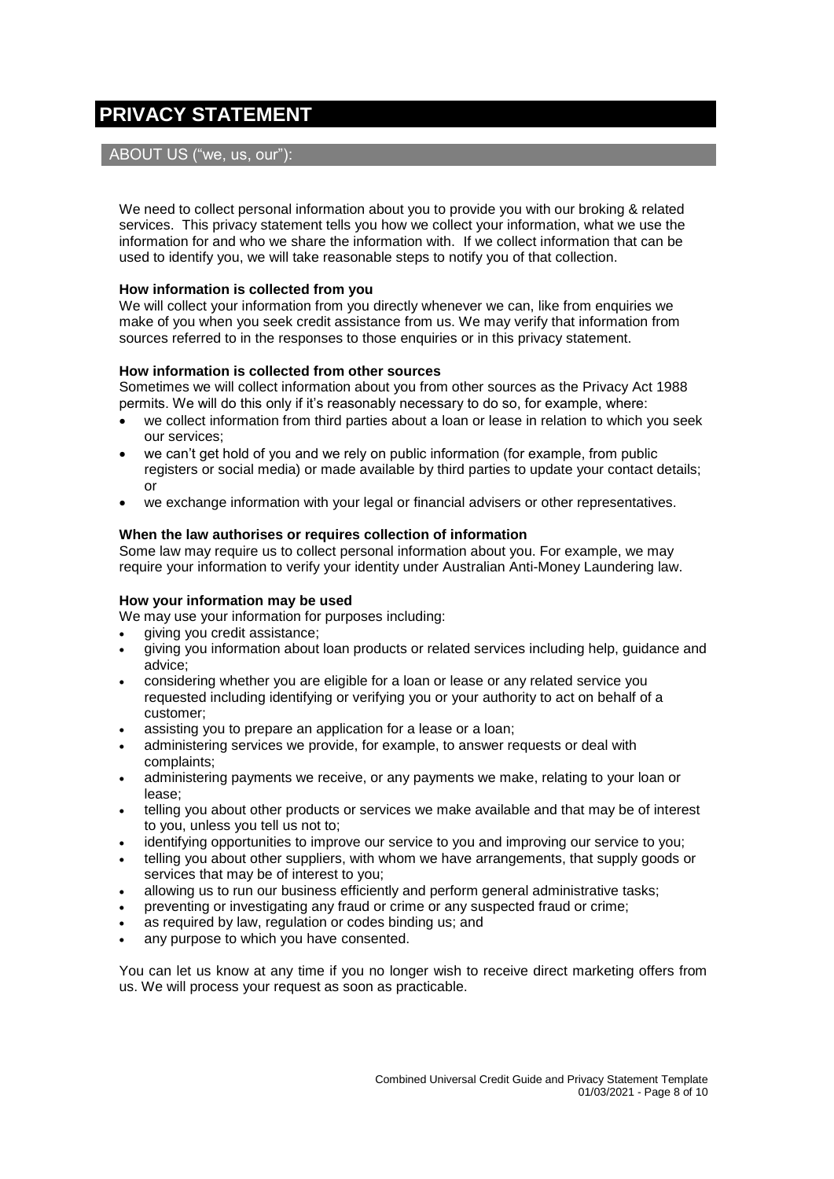# PRIVACY STATEMENT

## ABOUT US ("we, us, our"):

We need to collect personal information about you to provide you with our broking & related services. This privacy statement tells you how we collect your information, what we use the information for and who we share the information with. If we collect information that can be used to identify you, we will take reasonable steps to notify you of that collection.

**How information is collected from you**

We will collect your information from you directly whenever we can, like from enquiries we make of you when you seek credit assistance from us. We may verify that information from sources referred to in the responses to those enquiries or in this privacy statement.

**How information is collected from other sources**

Sometimes we will collect information about you from other sources as the Privacy Act 1988 permits. We will do this only if it's reasonably necessary to do so, for example, where:

- we collect information from third parties about a loan or lease in relation to which you seek our services;
- we can't get hold of you and we rely on public information (for example, from public registers or social media) or made available by third parties to update your contact details; or
- we exchange information with your legal or financial advisers or other representatives.

**When the law authorises or requires collection of information**

Some law may require us to collect personal information about you. For example, we may require your information to verify your identity under Australian Anti-Money Laundering law.

**How your information may be used**

We may use your information for purposes including:

- giving you credit assistance;
- giving you information about loan products or related services including help, guidance and advice;
- considering whether you are eligible for a loan or lease or any related service you requested including identifying or verifying you or your authority to act on behalf of a customer;
- assisting you to prepare an application for a lease or a loan;
- administering services we provide, for example, to answer requests or deal with complaints;
- administering payments we receive, or any payments we make, relating to your loan or lease;
- telling you about other products or services we make available and that may be of interest to you, unless you tell us not to;
- identifying opportunities to improve our service to you and improving our service to you;
- telling you about other suppliers, with whom we have arrangements, that supply goods or services that may be of interest to you;
- allowing us to run our business efficiently and perform general administrative tasks;
- preventing or investigating any fraud or crime or any suspected fraud or crime;
- as required by law, regulation or codes binding us; and
- any purpose to which you have consented.

You can let us know at any time if you no longer wish to receive direct marketing offers from us. We will process your request as soon as practicable.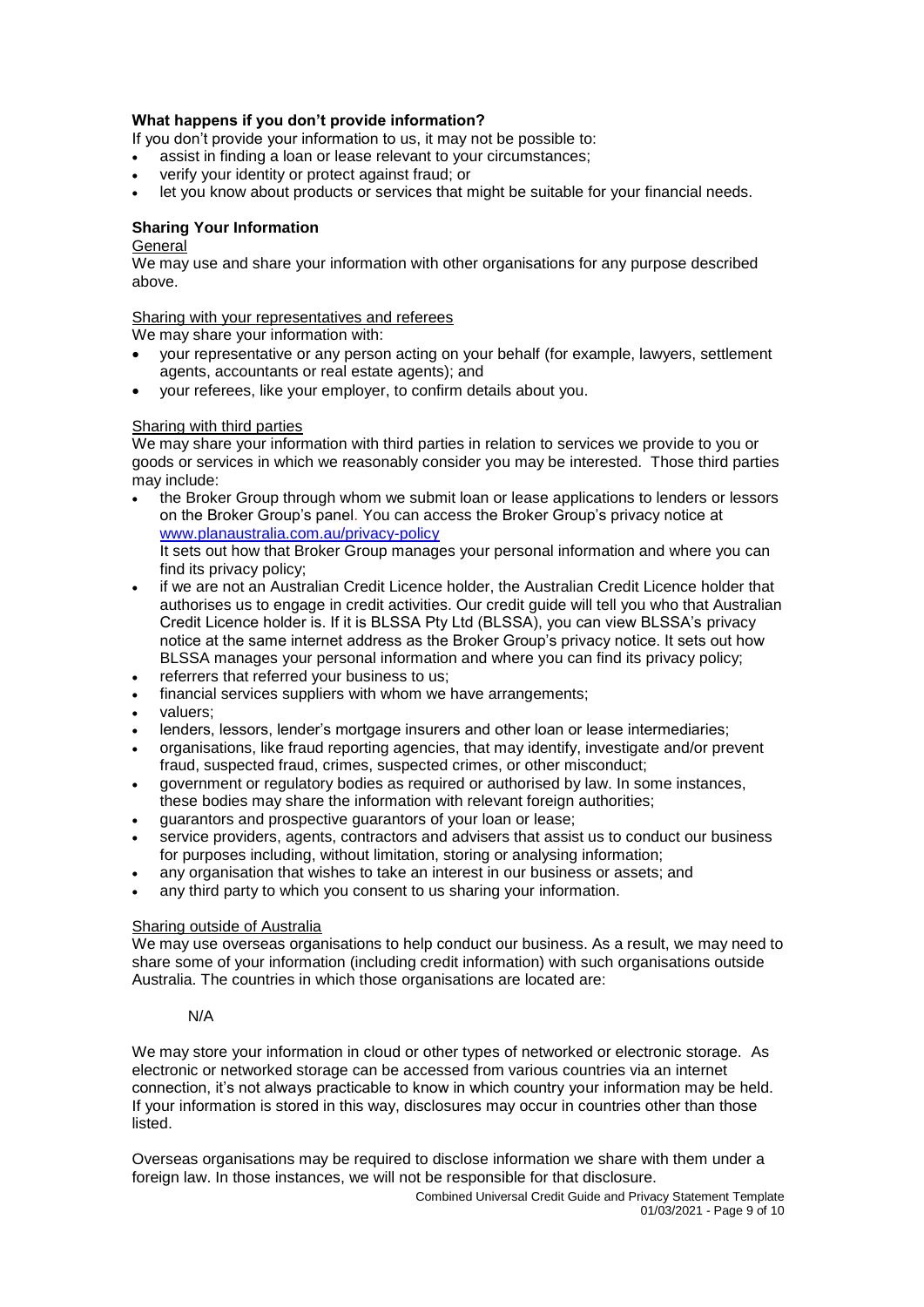### What happens if you don't provide information?

If you don't provide your information to us, it may not be possible to:

- assist in finding a loan or lease relevant to your circumstances;
- verify your identity or protect against fraud; or
- let you know about products or services that might be suitable for your financial needs.

### Sharing Your Information

General

We may use and share your information with other organisations for any purpose described above.

Sharing with your representatives and referees

We may share your information with:

- your representative or any person acting on your behalf (for example, lawyers, settlement agents, accountants or real estate agents); and
- your referees, like your employer, to confirm details about you.

Sharing with third parties

We may share your information with third parties in relation to services we provide to you or goods or services in which we reasonably consider you may be interested. Those third parties may include:

- the Broker Group through whom we submit loan or lease applications to lenders or lessors on the Broker Group's panel. You can access the Broker Group's privacy notice at [www.planaustralia.com.au/privacy-policy](http://www.planaustralia.com.au/privacy-policy)
  It sets out how that Broker Group manages your personal information and where you can find its privacy policy;
- if we are not an Australian Credit Licence holder, the Australian Credit Licence holder that authorises us to engage in credit activities. Our credit guide will tell you who that Australian Credit Licence holder is. If it is BLSSA Pty Ltd (BLSSA), you can view BLSSA's privacy notice at the same internet address as the Broker Group's privacy notice. It sets out how BLSSA manages your personal information and where you can find its privacy policy;
- referrers that referred your business to us;
- financial services suppliers with whom we have arrangements;
- valuers;
- lenders, lessors, lender's mortgage insurers and other loan or lease intermediaries;
- organisations, like fraud reporting agencies, that may identify, investigate and/or prevent fraud, suspected fraud, crimes, suspected crimes, or other misconduct;
- government or regulatory bodies as required or authorised by law. In some instances, these bodies may share the information with relevant foreign authorities;
- guarantors and prospective guarantors of your loan or lease;
- service providers, agents, contractors and advisers that assist us to conduct our business for purposes including, without limitation, storing or analysing information;
- any organisation that wishes to take an interest in our business or assets; and
- any third party to which you consent to us sharing your information.

Sharing outside of Australia

We may use overseas organisations to help conduct our business. As a result, we may need to share some of your information (including credit information) with such organisations outside Australia. The countries in which those organisations are located are:

N/A

We may store your information in cloud or other types of networked or electronic storage. As electronic or networked storage can be accessed from various countries via an internet connection, it's not always practicable to know in which country your information may be held. If your information is stored in this way, disclosures may occur in countries other than those listed.

Overseas organisations may be required to disclose information we share with them under a foreign law. In those instances, we will not be responsible for that disclosure.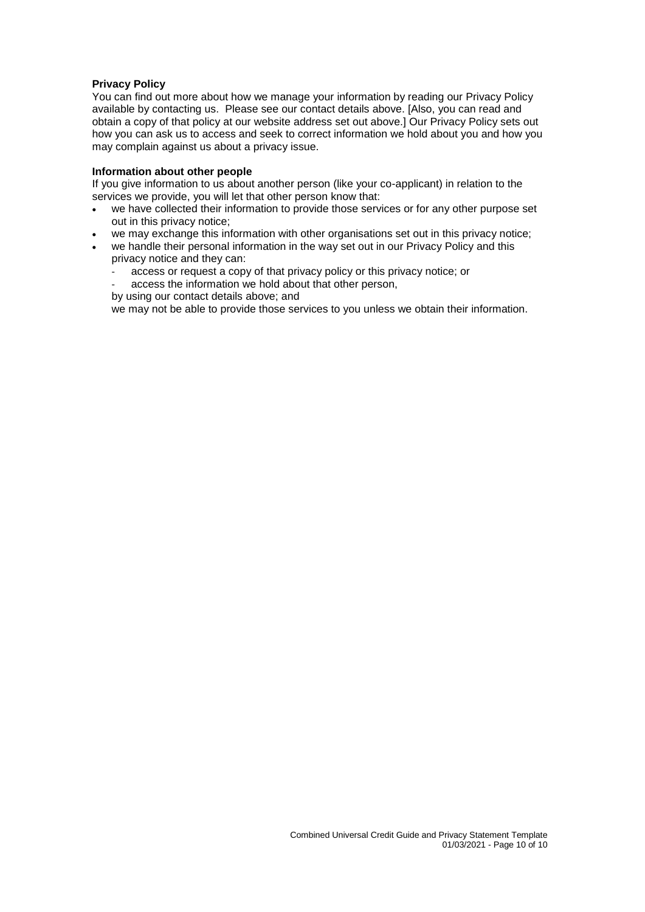**Privacy Policy**

You can find out more about how we manage your information by reading our Privacy Policy available by contacting us. Please see our contact details above. [Also, you can read and obtain a copy of that policy at our website address set out above.] Our Privacy Policy sets out how you can ask us to access and seek to correct information we hold about you and how you may complain against us about a privacy issue.

**Information about other people**

If you give information to us about another person (like your co-applicant) in relation to the services we provide, you will let that other person know that:

- we have collected their information to provide those services or for any other purpose set out in this privacy notice;
- we may exchange this information with other organisations set out in this privacy notice;
- we handle their personal information in the way set out in our Privacy Policy and this privacy notice and they can:
  - access or request a copy of that privacy policy or this privacy notice; or
  - access the information we hold about that other person,

  by using our contact details above; and

  we may not be able to provide those services to you unless we obtain their information.